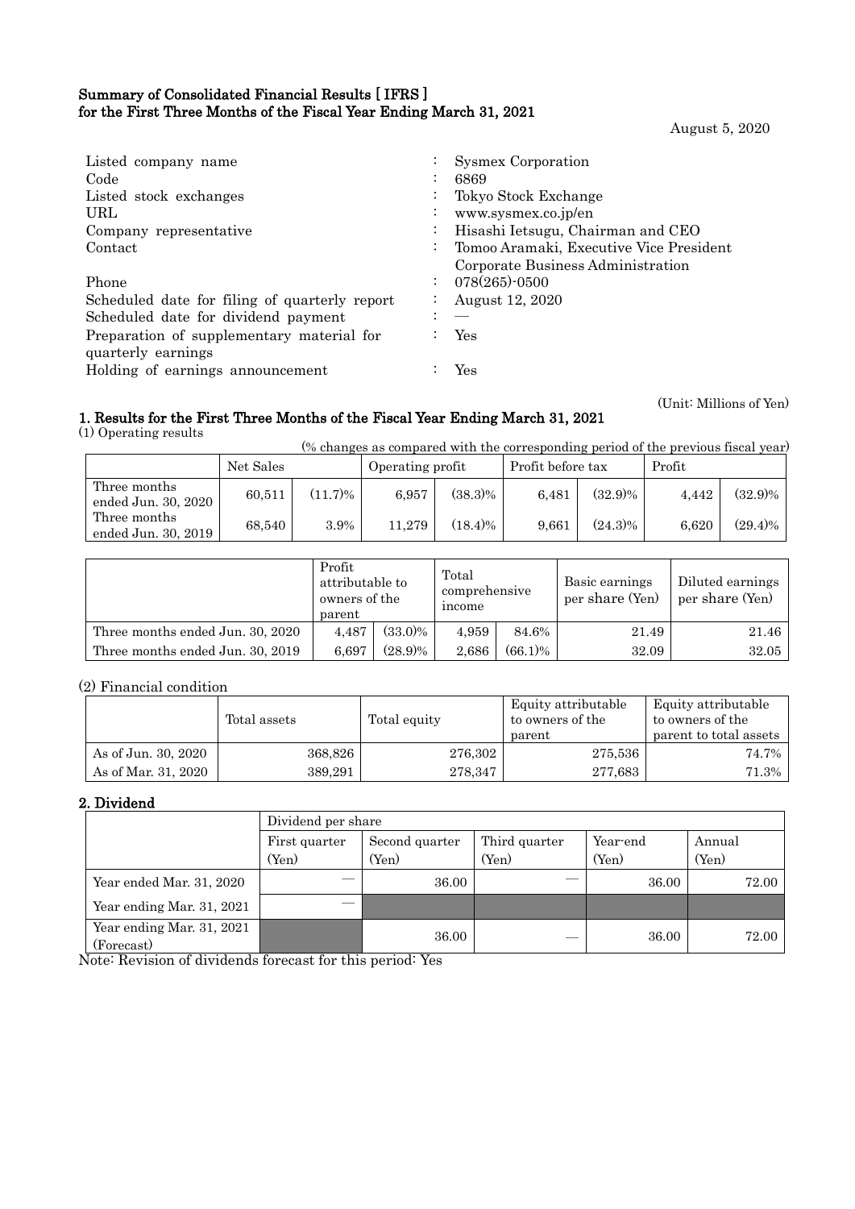# Summary of Consolidated Financial Results [ IFRS ] for the First Three Months of the Fiscal Year Ending March 31, 2021

August 5, 2020

| | | |
|---|---|---|
| Listed company name | : | Sysmex Corporation |
| Code | : | 6869 |
| Listed stock exchanges | : | Tokyo Stock Exchange |
| URL | : | www.sysmex.co.jp/en |
| Company representative | : | Hisashi Ietsugu, Chairman and CEO |
| Contact | : | Tomoo Aramaki, Executive Vice President Corporate Business Administration |
| Phone | : | 078(265)-0500 |
| Scheduled date for filing of quarterly report | : | August 12, 2020 |
| Scheduled date for dividend payment | : | — |
| Preparation of supplementary material for quarterly earnings | : | Yes |
| Holding of earnings announcement | : | Yes |

(Unit: Millions of Yen)

## 1. Results for the First Three Months of the Fiscal Year Ending March 31, 2021

(1) Operating results

(% changes as compared with the corresponding period of the previous fiscal year)

| | Net Sales | | Operating profit | | Profit before tax | | Profit | |
|---|---|---|---|---|---|---|---|---|
| Three months ended Jun. 30, 2020 | 60,511 | (11.7)% | 6,957 | (38.3)% | 6,481 | (32.9)% | 4,442 | (32.9)% |
| Three months ended Jun. 30, 2019 | 68,540 | 3.9% | 11,279 | (18.4)% | 9,661 | (24.3)% | 6,620 | (29.4)% |

| | Profit attributable to owners of the parent | | Total comprehensive income | | Basic earnings per share (Yen) | Diluted earnings per share (Yen) |
|---|---|---|---|---|---|---|
| Three months ended Jun. 30, 2020 | 4,487 | (33.0)% | 4,959 | 84.6% | 21.49 | 21.46 |
| Three months ended Jun. 30, 2019 | 6,697 | (28.9)% | 2,686 | (66.1)% | 32.09 | 32.05 |

(2) Financial condition

| | Total assets | Total equity | Equity attributable to owners of the parent | Equity attributable to owners of the parent to total assets |
|---|---|---|---|---|
| As of Jun. 30, 2020 | 368,826 | 276,302 | 275,536 | 74.7% |
| As of Mar. 31, 2020 | 389,291 | 278,347 | 277,683 | 71.3% |

## 2. Dividend

| | Dividend per share | | | | |
|---|---|---|---|---|---|
| | First quarter (Yen) | Second quarter (Yen) | Third quarter (Yen) | Year-end (Yen) | Annual (Yen) |
| Year ended Mar. 31, 2020 | — | 36.00 | — | 36.00 | 72.00 |
| Year ending Mar. 31, 2021 | — | | | | |
| Year ending Mar. 31, 2021 (Forecast) | | 36.00 | — | 36.00 | 72.00 |

Note: Revision of dividends forecast for this period: Yes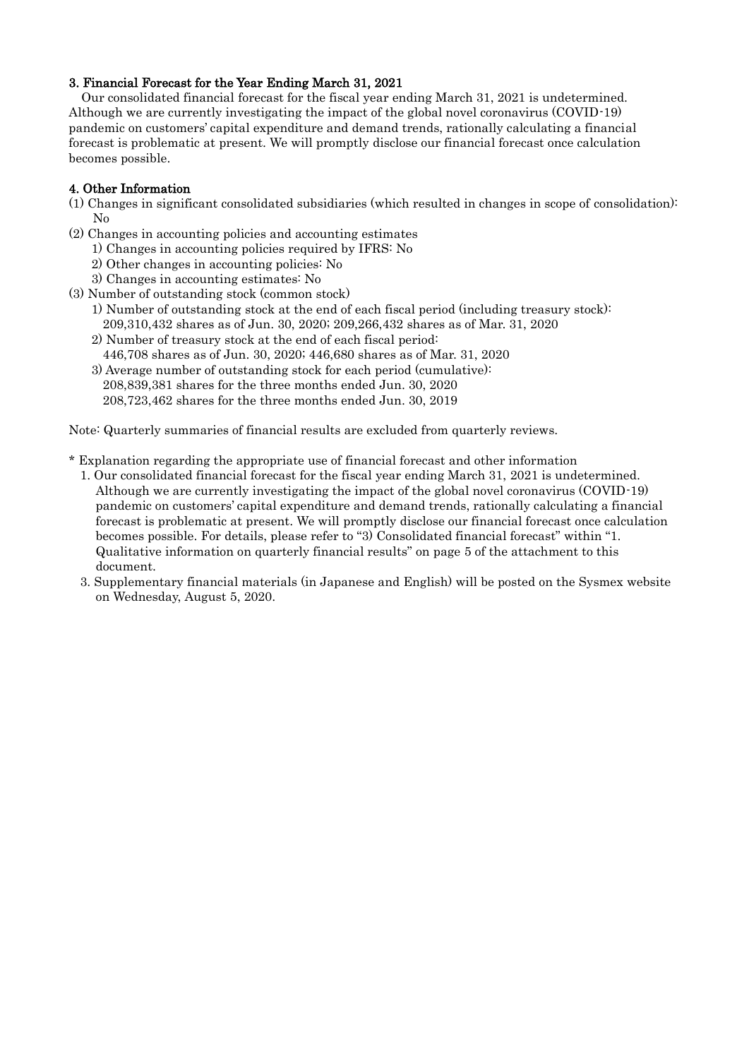### 3. Financial Forecast for the Year Ending March 31, 2021

Our consolidated financial forecast for the fiscal year ending March 31, 2021 is undetermined. Although we are currently investigating the impact of the global novel coronavirus (COVID-19) pandemic on customers' capital expenditure and demand trends, rationally calculating a financial forecast is problematic at present. We will promptly disclose our financial forecast once calculation becomes possible.

### 4. Other Information

(1) Changes in significant consolidated subsidiaries (which resulted in changes in scope of consolidation): No

(2) Changes in accounting policies and accounting estimates
  1) Changes in accounting policies required by IFRS: No
  2) Other changes in accounting policies: No
  3) Changes in accounting estimates: No

(3) Number of outstanding stock (common stock)
  1) Number of outstanding stock at the end of each fiscal period (including treasury stock):
    209,310,432 shares as of Jun. 30, 2020; 209,266,432 shares as of Mar. 31, 2020
  2) Number of treasury stock at the end of each fiscal period:
    446,708 shares as of Jun. 30, 2020; 446,680 shares as of Mar. 31, 2020
  3) Average number of outstanding stock for each period (cumulative):
    208,839,381 shares for the three months ended Jun. 30, 2020
    208,723,462 shares for the three months ended Jun. 30, 2019

Note: Quarterly summaries of financial results are excluded from quarterly reviews.

\* Explanation regarding the appropriate use of financial forecast and other information

1. Our consolidated financial forecast for the fiscal year ending March 31, 2021 is undetermined. Although we are currently investigating the impact of the global novel coronavirus (COVID-19) pandemic on customers' capital expenditure and demand trends, rationally calculating a financial forecast is problematic at present. We will promptly disclose our financial forecast once calculation becomes possible. For details, please refer to "3) Consolidated financial forecast" within "1. Qualitative information on quarterly financial results" on page 5 of the attachment to this document.

3. Supplementary financial materials (in Japanese and English) will be posted on the Sysmex website on Wednesday, August 5, 2020.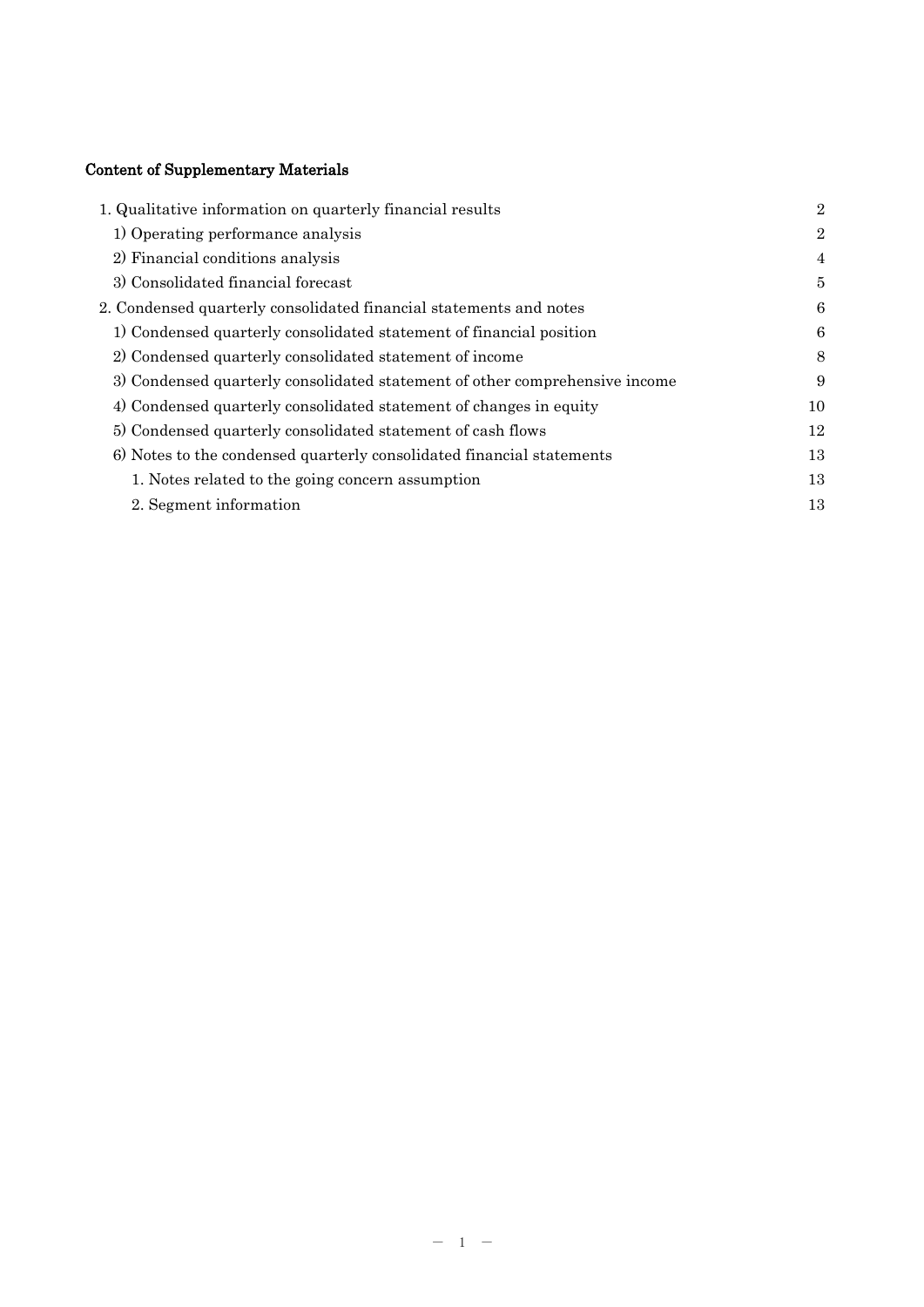## Content of Supplementary Materials

| | |
|---|---|
| 1. Qualitative information on quarterly financial results | 2 |
| 1) Operating performance analysis | 2 |
| 2) Financial conditions analysis | 4 |
| 3) Consolidated financial forecast | 5 |
| 2. Condensed quarterly consolidated financial statements and notes | 6 |
| 1) Condensed quarterly consolidated statement of financial position | 6 |
| 2) Condensed quarterly consolidated statement of income | 8 |
| 3) Condensed quarterly consolidated statement of other comprehensive income | 9 |
| 4) Condensed quarterly consolidated statement of changes in equity | 10 |
| 5) Condensed quarterly consolidated statement of cash flows | 12 |
| 6) Notes to the condensed quarterly consolidated financial statements | 13 |
| 1. Notes related to the going concern assumption | 13 |
| 2. Segment information | 13 |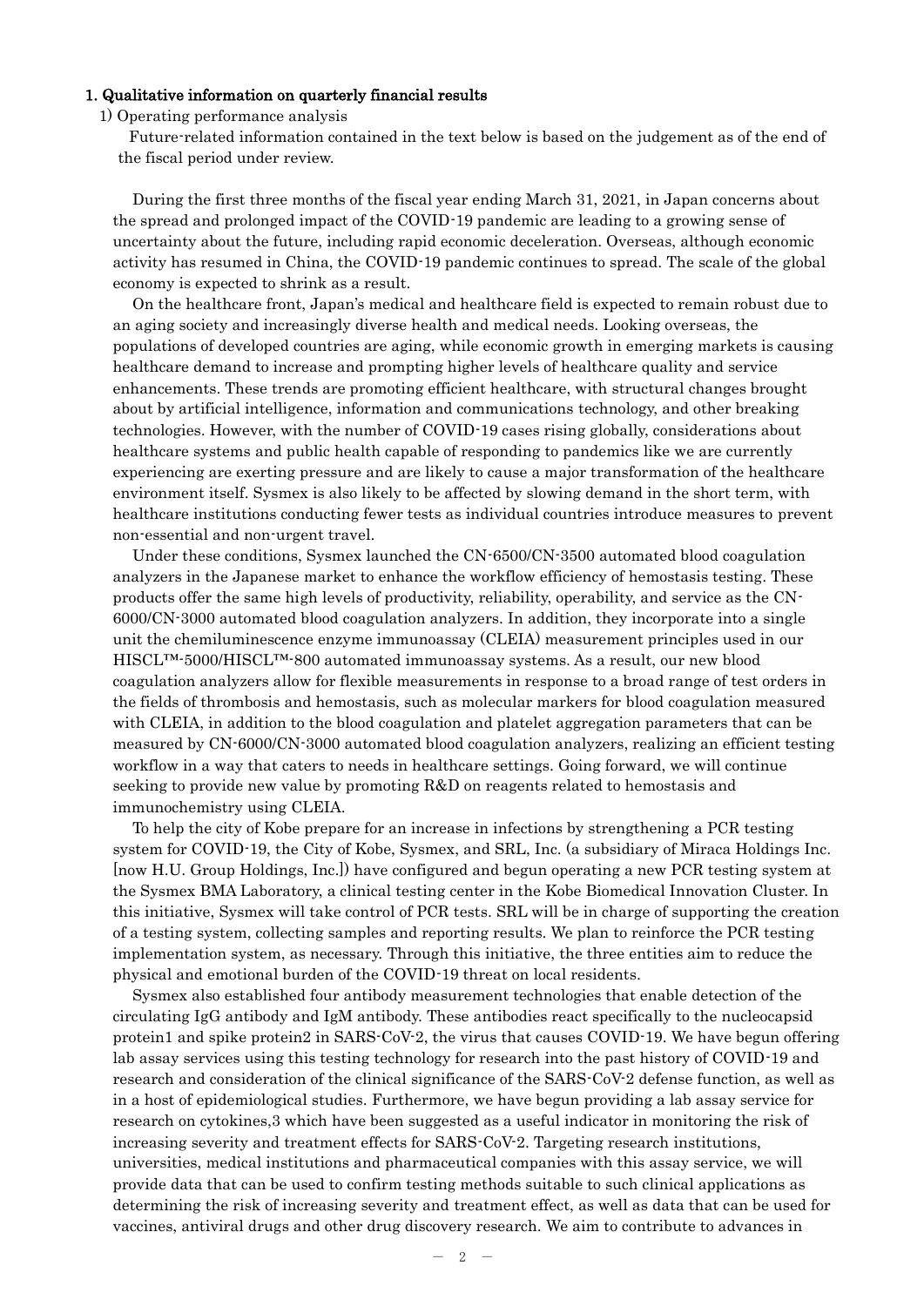## 1. Qualitative information on quarterly financial results

### 1) Operating performance analysis

Future-related information contained in the text below is based on the judgement as of the end of the fiscal period under review.

During the first three months of the fiscal year ending March 31, 2021, in Japan concerns about the spread and prolonged impact of the COVID-19 pandemic are leading to a growing sense of uncertainty about the future, including rapid economic deceleration. Overseas, although economic activity has resumed in China, the COVID-19 pandemic continues to spread. The scale of the global economy is expected to shrink as a result.

On the healthcare front, Japan's medical and healthcare field is expected to remain robust due to an aging society and increasingly diverse health and medical needs. Looking overseas, the populations of developed countries are aging, while economic growth in emerging markets is causing healthcare demand to increase and prompting higher levels of healthcare quality and service enhancements. These trends are promoting efficient healthcare, with structural changes brought about by artificial intelligence, information and communications technology, and other breaking technologies. However, with the number of COVID-19 cases rising globally, considerations about healthcare systems and public health capable of responding to pandemics like we are currently experiencing are exerting pressure and are likely to cause a major transformation of the healthcare environment itself. Sysmex is also likely to be affected by slowing demand in the short term, with healthcare institutions conducting fewer tests as individual countries introduce measures to prevent non-essential and non-urgent travel.

Under these conditions, Sysmex launched the CN-6500/CN-3500 automated blood coagulation analyzers in the Japanese market to enhance the workflow efficiency of hemostasis testing. These products offer the same high levels of productivity, reliability, operability, and service as the CN-6000/CN-3000 automated blood coagulation analyzers. In addition, they incorporate into a single unit the chemiluminescence enzyme immunoassay (CLEIA) measurement principles used in our HISCL™-5000/HISCL™-800 automated immunoassay systems. As a result, our new blood coagulation analyzers allow for flexible measurements in response to a broad range of test orders in the fields of thrombosis and hemostasis, such as molecular markers for blood coagulation measured with CLEIA, in addition to the blood coagulation and platelet aggregation parameters that can be measured by CN-6000/CN-3000 automated blood coagulation analyzers, realizing an efficient testing workflow in a way that caters to needs in healthcare settings. Going forward, we will continue seeking to provide new value by promoting R&D on reagents related to hemostasis and immunochemistry using CLEIA.

To help the city of Kobe prepare for an increase in infections by strengthening a PCR testing system for COVID-19, the City of Kobe, Sysmex, and SRL, Inc. (a subsidiary of Miraca Holdings Inc. [now H.U. Group Holdings, Inc.]) have configured and begun operating a new PCR testing system at the Sysmex BMA Laboratory, a clinical testing center in the Kobe Biomedical Innovation Cluster. In this initiative, Sysmex will take control of PCR tests. SRL will be in charge of supporting the creation of a testing system, collecting samples and reporting results. We plan to reinforce the PCR testing implementation system, as necessary. Through this initiative, the three entities aim to reduce the physical and emotional burden of the COVID-19 threat on local residents.

Sysmex also established four antibody measurement technologies that enable detection of the circulating IgG antibody and IgM antibody. These antibodies react specifically to the nucleocapsid protein[1] and spike protein[2] in SARS-CoV-2, the virus that causes COVID-19. We have begun offering lab assay services using this testing technology for research into the past history of COVID-19 and research and consideration of the clinical significance of the SARS-CoV-2 defense function, as well as in a host of epidemiological studies. Furthermore, we have begun providing a lab assay service for research on cytokines,[3] which have been suggested as a useful indicator in monitoring the risk of increasing severity and treatment effects for SARS-CoV-2. Targeting research institutions, universities, medical institutions and pharmaceutical companies with this assay service, we will provide data that can be used to confirm testing methods suitable to such clinical applications as determining the risk of increasing severity and treatment effect, as well as data that can be used for vaccines, antiviral drugs and other drug discovery research. We aim to contribute to advances in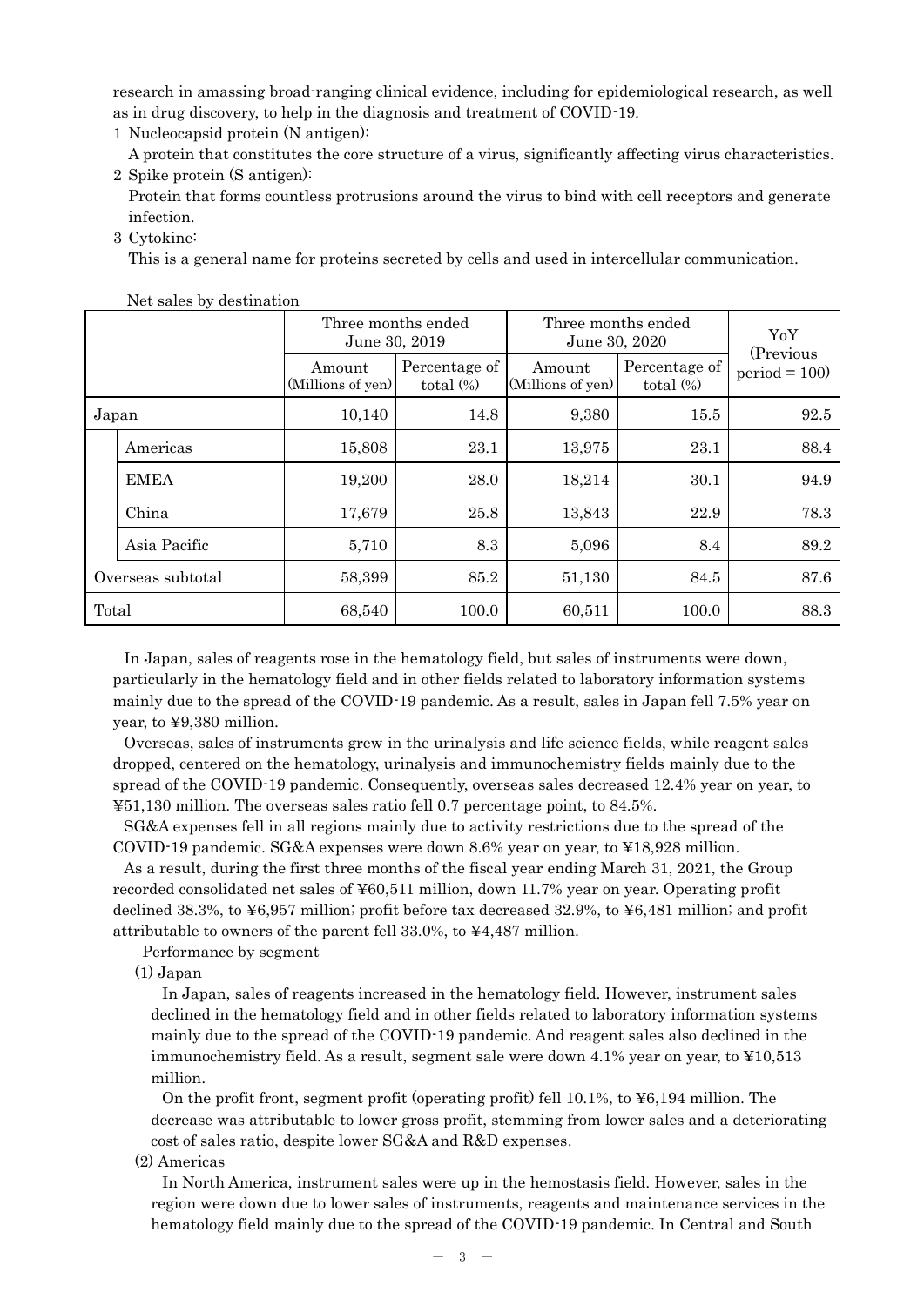research in amassing broad-ranging clinical evidence, including for epidemiological research, as well as in drug discovery, to help in the diagnosis and treatment of COVID-19.

1 Nucleocapsid protein (N antigen):
   A protein that constitutes the core structure of a virus, significantly affecting virus characteristics.
2 Spike protein (S antigen):
   Protein that forms countless protrusions around the virus to bind with cell receptors and generate infection.
3 Cytokine:
   This is a general name for proteins secreted by cells and used in intercellular communication.

Net sales by destination

| | | Three months ended June 30, 2019 | | Three months ended June 30, 2020 | | YoY (Previous period = 100) |
|---|---|---|---|---|---|---|
| | | Amount (Millions of yen) | Percentage of total (%) | Amount (Millions of yen) | Percentage of total (%) | |
| Japan | | 10,140 | 14.8 | 9,380 | 15.5 | 92.5 |
| | Americas | 15,808 | 23.1 | 13,975 | 23.1 | 88.4 |
| | EMEA | 19,200 | 28.0 | 18,214 | 30.1 | 94.9 |
| | China | 17,679 | 25.8 | 13,843 | 22.9 | 78.3 |
| | Asia Pacific | 5,710 | 8.3 | 5,096 | 8.4 | 89.2 |
| Overseas subtotal | | 58,399 | 85.2 | 51,130 | 84.5 | 87.6 |
| Total | | 68,540 | 100.0 | 60,511 | 100.0 | 88.3 |

In Japan, sales of reagents rose in the hematology field, but sales of instruments were down, particularly in the hematology field and in other fields related to laboratory information systems mainly due to the spread of the COVID-19 pandemic. As a result, sales in Japan fell 7.5% year on year, to ¥9,380 million.

Overseas, sales of instruments grew in the urinalysis and life science fields, while reagent sales dropped, centered on the hematology, urinalysis and immunochemistry fields mainly due to the spread of the COVID-19 pandemic. Consequently, overseas sales decreased 12.4% year on year, to ¥51,130 million. The overseas sales ratio fell 0.7 percentage point, to 84.5%.

SG&A expenses fell in all regions mainly due to activity restrictions due to the spread of the COVID-19 pandemic. SG&A expenses were down 8.6% year on year, to ¥18,928 million.

As a result, during the first three months of the fiscal year ending March 31, 2021, the Group recorded consolidated net sales of ¥60,511 million, down 11.7% year on year. Operating profit declined 38.3%, to ¥6,957 million; profit before tax decreased 32.9%, to ¥6,481 million; and profit attributable to owners of the parent fell 33.0%, to ¥4,487 million.

Performance by segment

(1) Japan

In Japan, sales of reagents increased in the hematology field. However, instrument sales declined in the hematology field and in other fields related to laboratory information systems mainly due to the spread of the COVID-19 pandemic. And reagent sales also declined in the immunochemistry field. As a result, segment sale were down 4.1% year on year, to ¥10,513 million.

On the profit front, segment profit (operating profit) fell 10.1%, to ¥6,194 million. The decrease was attributable to lower gross profit, stemming from lower sales and a deteriorating cost of sales ratio, despite lower SG&A and R&D expenses.

(2) Americas

In North America, instrument sales were up in the hemostasis field. However, sales in the region were down due to lower sales of instruments, reagents and maintenance services in the hematology field mainly due to the spread of the COVID-19 pandemic. In Central and South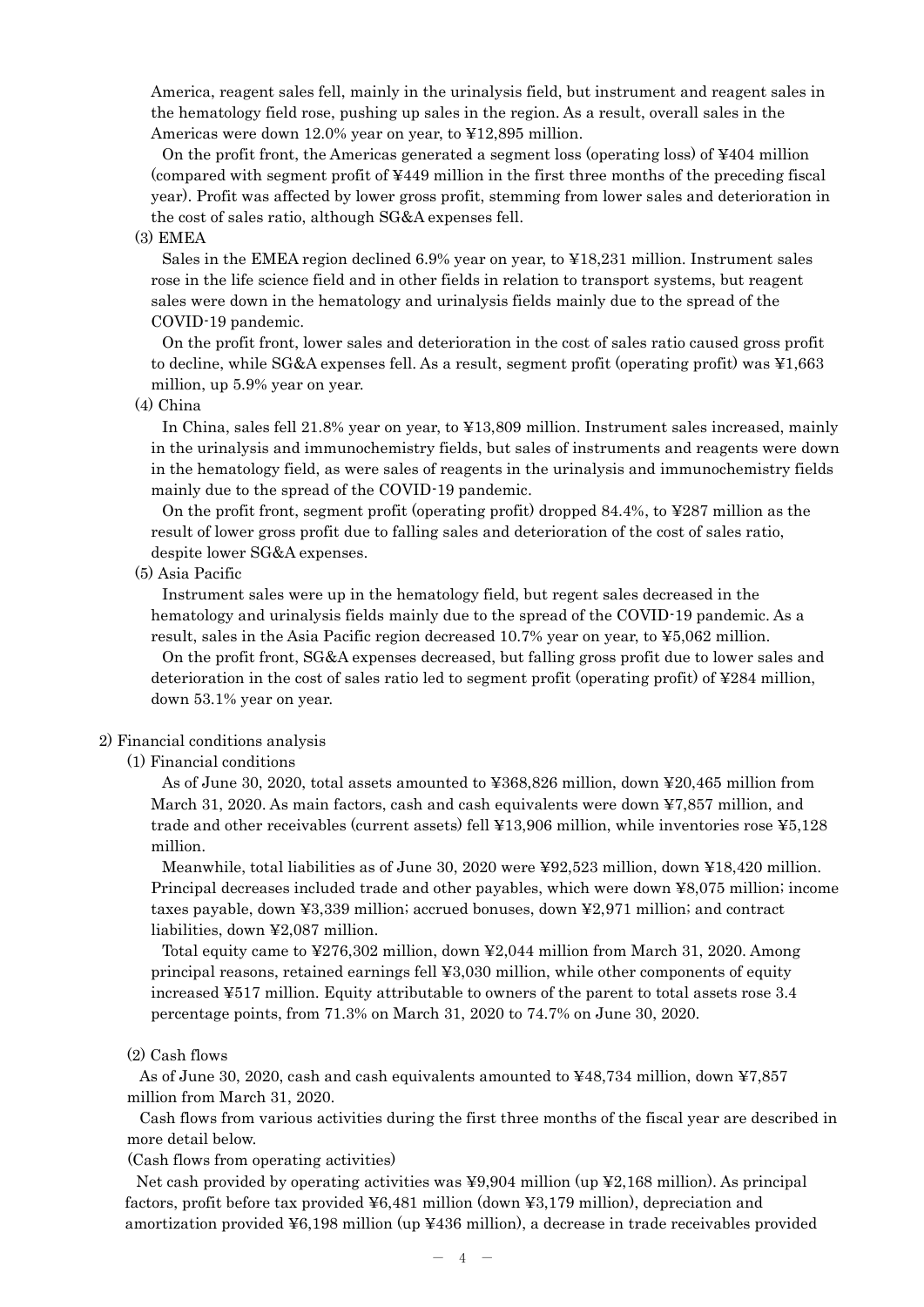America, reagent sales fell, mainly in the urinalysis field, but instrument and reagent sales in the hematology field rose, pushing up sales in the region. As a result, overall sales in the Americas were down 12.0% year on year, to ¥12,895 million.

On the profit front, the Americas generated a segment loss (operating loss) of ¥404 million (compared with segment profit of ¥449 million in the first three months of the preceding fiscal year). Profit was affected by lower gross profit, stemming from lower sales and deterioration in the cost of sales ratio, although SG&A expenses fell.

(3) EMEA

Sales in the EMEA region declined 6.9% year on year, to ¥18,231 million. Instrument sales rose in the life science field and in other fields in relation to transport systems, but reagent sales were down in the hematology and urinalysis fields mainly due to the spread of the COVID-19 pandemic.

On the profit front, lower sales and deterioration in the cost of sales ratio caused gross profit to decline, while SG&A expenses fell. As a result, segment profit (operating profit) was ¥1,663 million, up 5.9% year on year.

(4) China

In China, sales fell 21.8% year on year, to ¥13,809 million. Instrument sales increased, mainly in the urinalysis and immunochemistry fields, but sales of instruments and reagents were down in the hematology field, as were sales of reagents in the urinalysis and immunochemistry fields mainly due to the spread of the COVID-19 pandemic.

On the profit front, segment profit (operating profit) dropped 84.4%, to ¥287 million as the result of lower gross profit due to falling sales and deterioration of the cost of sales ratio, despite lower SG&A expenses.

(5) Asia Pacific

Instrument sales were up in the hematology field, but regent sales decreased in the hematology and urinalysis fields mainly due to the spread of the COVID-19 pandemic. As a result, sales in the Asia Pacific region decreased 10.7% year on year, to ¥5,062 million.

On the profit front, SG&A expenses decreased, but falling gross profit due to lower sales and deterioration in the cost of sales ratio led to segment profit (operating profit) of ¥284 million, down 53.1% year on year.

2) Financial conditions analysis

(1) Financial conditions

As of June 30, 2020, total assets amounted to ¥368,826 million, down ¥20,465 million from March 31, 2020. As main factors, cash and cash equivalents were down ¥7,857 million, and trade and other receivables (current assets) fell ¥13,906 million, while inventories rose ¥5,128 million.

Meanwhile, total liabilities as of June 30, 2020 were ¥92,523 million, down ¥18,420 million. Principal decreases included trade and other payables, which were down ¥8,075 million; income taxes payable, down ¥3,339 million; accrued bonuses, down ¥2,971 million; and contract liabilities, down ¥2,087 million.

Total equity came to ¥276,302 million, down ¥2,044 million from March 31, 2020. Among principal reasons, retained earnings fell ¥3,030 million, while other components of equity increased ¥517 million. Equity attributable to owners of the parent to total assets rose 3.4 percentage points, from 71.3% on March 31, 2020 to 74.7% on June 30, 2020.

(2) Cash flows

As of June 30, 2020, cash and cash equivalents amounted to ¥48,734 million, down ¥7,857 million from March 31, 2020.

Cash flows from various activities during the first three months of the fiscal year are described in more detail below.

(Cash flows from operating activities)

Net cash provided by operating activities was ¥9,904 million (up ¥2,168 million). As principal factors, profit before tax provided ¥6,481 million (down ¥3,179 million), depreciation and amortization provided ¥6,198 million (up ¥436 million), a decrease in trade receivables provided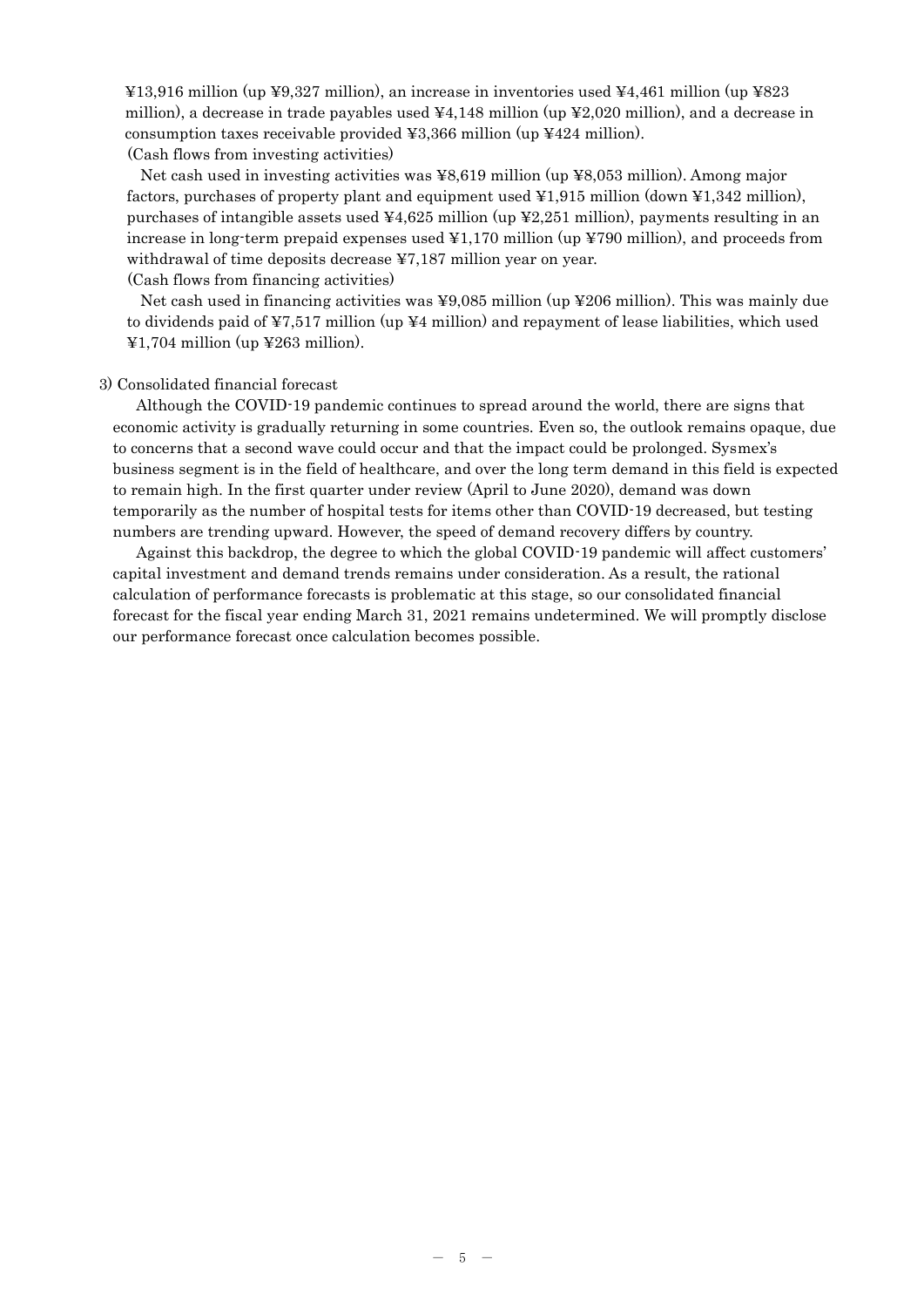¥13,916 million (up ¥9,327 million), an increase in inventories used ¥4,461 million (up ¥823 million), a decrease in trade payables used ¥4,148 million (up ¥2,020 million), and a decrease in consumption taxes receivable provided ¥3,366 million (up ¥424 million).

(Cash flows from investing activities)

Net cash used in investing activities was ¥8,619 million (up ¥8,053 million). Among major factors, purchases of property plant and equipment used ¥1,915 million (down ¥1,342 million), purchases of intangible assets used ¥4,625 million (up ¥2,251 million), payments resulting in an increase in long-term prepaid expenses used ¥1,170 million (up ¥790 million), and proceeds from withdrawal of time deposits decrease ¥7,187 million year on year.

(Cash flows from financing activities)

Net cash used in financing activities was ¥9,085 million (up ¥206 million). This was mainly due to dividends paid of ¥7,517 million (up ¥4 million) and repayment of lease liabilities, which used ¥1,704 million (up ¥263 million).

3) Consolidated financial forecast

Although the COVID-19 pandemic continues to spread around the world, there are signs that economic activity is gradually returning in some countries. Even so, the outlook remains opaque, due to concerns that a second wave could occur and that the impact could be prolonged. Sysmex's business segment is in the field of healthcare, and over the long term demand in this field is expected to remain high. In the first quarter under review (April to June 2020), demand was down temporarily as the number of hospital tests for items other than COVID-19 decreased, but testing numbers are trending upward. However, the speed of demand recovery differs by country.

Against this backdrop, the degree to which the global COVID-19 pandemic will affect customers' capital investment and demand trends remains under consideration. As a result, the rational calculation of performance forecasts is problematic at this stage, so our consolidated financial forecast for the fiscal year ending March 31, 2021 remains undetermined. We will promptly disclose our performance forecast once calculation becomes possible.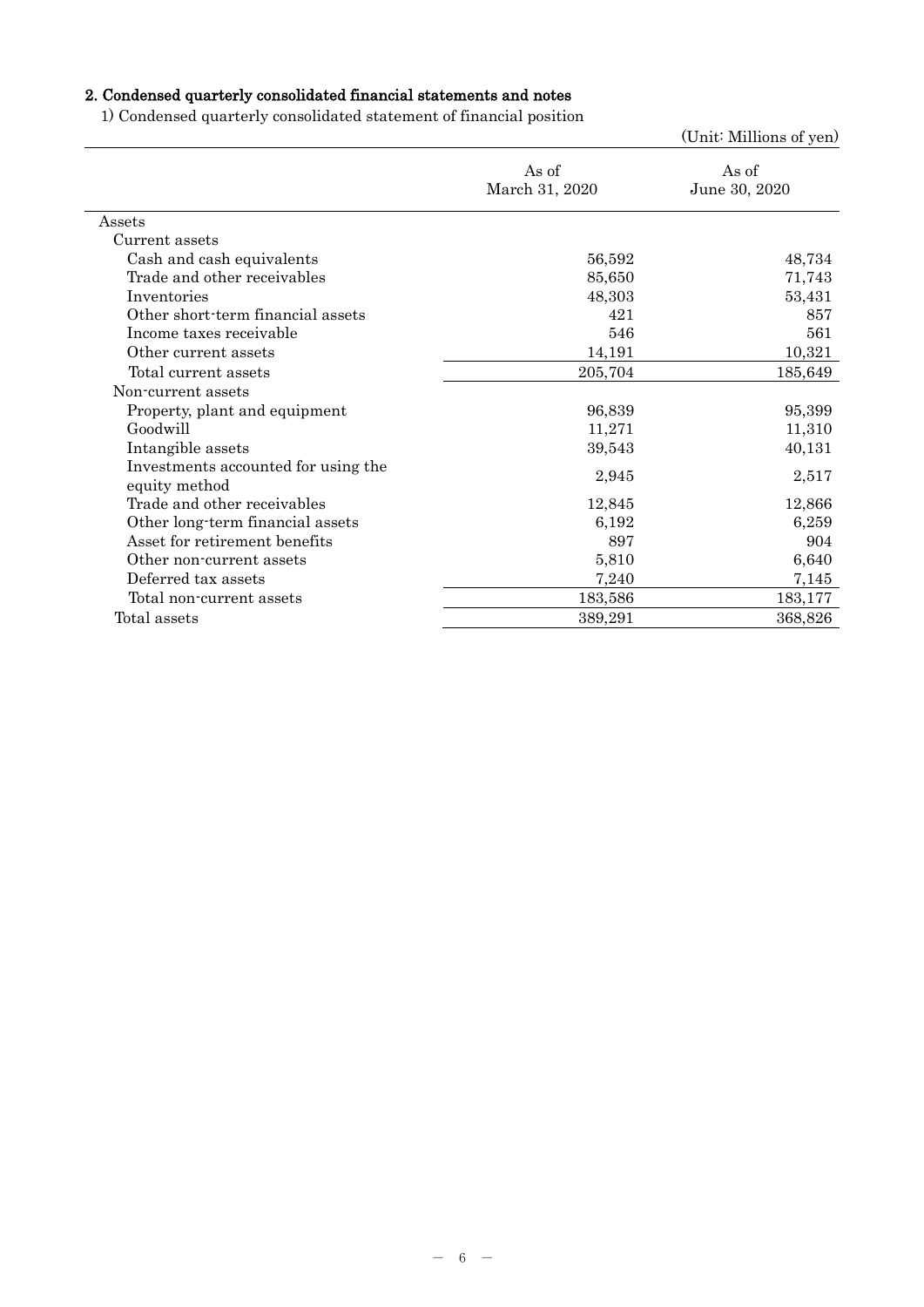## 2. Condensed quarterly consolidated financial statements and notes

1) Condensed quarterly consolidated statement of financial position

(Unit: Millions of yen)

| | As of March 31, 2020 | As of June 30, 2020 |
|---|---|---|
| Assets | | |
| Current assets | | |
| Cash and cash equivalents | 56,592 | 48,734 |
| Trade and other receivables | 85,650 | 71,743 |
| Inventories | 48,303 | 53,431 |
| Other short-term financial assets | 421 | 857 |
| Income taxes receivable | 546 | 561 |
| Other current assets | 14,191 | 10,321 |
| Total current assets | 205,704 | 185,649 |
| Non-current assets | | |
| Property, plant and equipment | 96,839 | 95,399 |
| Goodwill | 11,271 | 11,310 |
| Intangible assets | 39,543 | 40,131 |
| Investments accounted for using the equity method | 2,945 | 2,517 |
| Trade and other receivables | 12,845 | 12,866 |
| Other long-term financial assets | 6,192 | 6,259 |
| Asset for retirement benefits | 897 | 904 |
| Other non-current assets | 5,810 | 6,640 |
| Deferred tax assets | 7,240 | 7,145 |
| Total non-current assets | 183,586 | 183,177 |
| Total assets | 389,291 | 368,826 |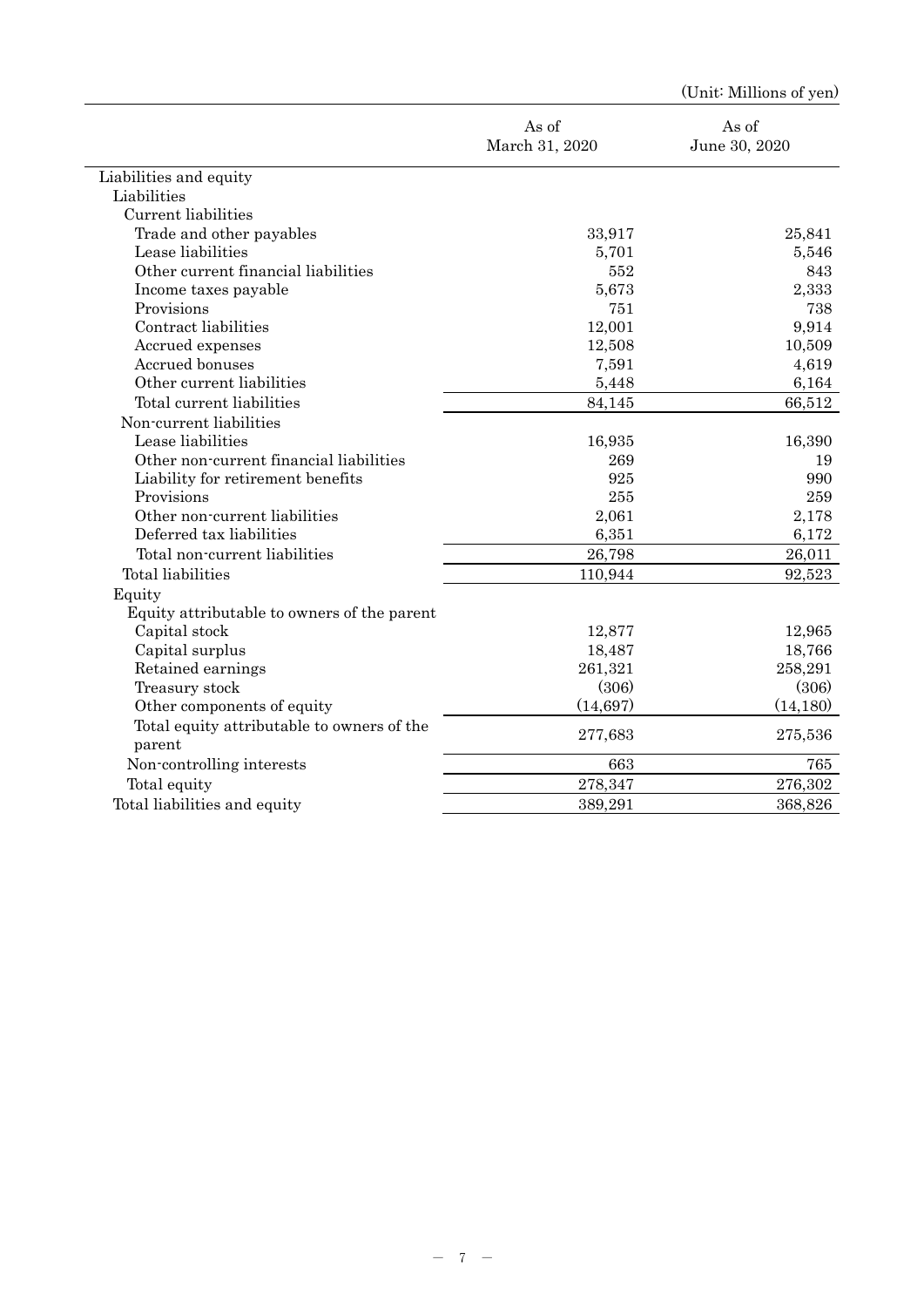(Unit: Millions of yen)

| | As of March 31, 2020 | As of June 30, 2020 |
|---|---|---|
| Liabilities and equity | | |
| Liabilities | | |
| Current liabilities | | |
| Trade and other payables | 33,917 | 25,841 |
| Lease liabilities | 5,701 | 5,546 |
| Other current financial liabilities | 552 | 843 |
| Income taxes payable | 5,673 | 2,333 |
| Provisions | 751 | 738 |
| Contract liabilities | 12,001 | 9,914 |
| Accrued expenses | 12,508 | 10,509 |
| Accrued bonuses | 7,591 | 4,619 |
| Other current liabilities | 5,448 | 6,164 |
| Total current liabilities | 84,145 | 66,512 |
| Non-current liabilities | | |
| Lease liabilities | 16,935 | 16,390 |
| Other non-current financial liabilities | 269 | 19 |
| Liability for retirement benefits | 925 | 990 |
| Provisions | 255 | 259 |
| Other non-current liabilities | 2,061 | 2,178 |
| Deferred tax liabilities | 6,351 | 6,172 |
| Total non-current liabilities | 26,798 | 26,011 |
| Total liabilities | 110,944 | 92,523 |
| Equity | | |
| Equity attributable to owners of the parent | | |
| Capital stock | 12,877 | 12,965 |
| Capital surplus | 18,487 | 18,766 |
| Retained earnings | 261,321 | 258,291 |
| Treasury stock | (306) | (306) |
| Other components of equity | (14,697) | (14,180) |
| Total equity attributable to owners of the parent | 277,683 | 275,536 |
| Non-controlling interests | 663 | 765 |
| Total equity | 278,347 | 276,302 |
| Total liabilities and equity | 389,291 | 368,826 |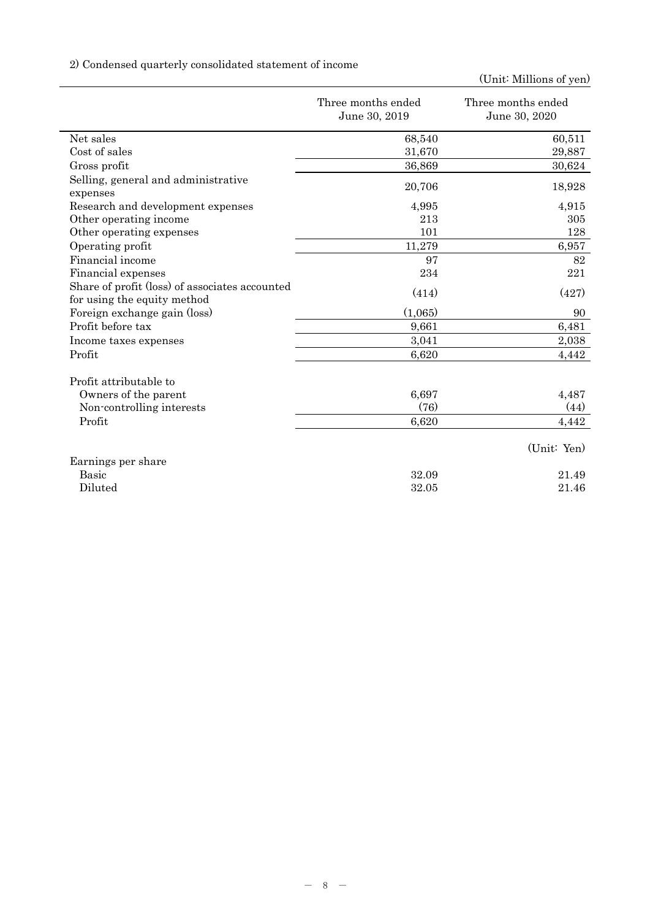2) Condensed quarterly consolidated statement of income

(Unit: Millions of yen)

| | Three months ended June 30, 2019 | Three months ended June 30, 2020 |
|---|---|---|
| Net sales | 68,540 | 60,511 |
| Cost of sales | 31,670 | 29,887 |
| Gross profit | 36,869 | 30,624 |
| Selling, general and administrative expenses | 20,706 | 18,928 |
| Research and development expenses | 4,995 | 4,915 |
| Other operating income | 213 | 305 |
| Other operating expenses | 101 | 128 |
| Operating profit | 11,279 | 6,957 |
| Financial income | 97 | 82 |
| Financial expenses | 234 | 221 |
| Share of profit (loss) of associates accounted for using the equity method | (414) | (427) |
| Foreign exchange gain (loss) | (1,065) | 90 |
| Profit before tax | 9,661 | 6,481 |
| Income taxes expenses | 3,041 | 2,038 |
| Profit | 6,620 | 4,442 |
| | | |
| Profit attributable to | | |
| Owners of the parent | 6,697 | 4,487 |
| Non-controlling interests | (76) | (44) |
| Profit | 6,620 | 4,442 |
| | | (Unit: Yen) |
| Earnings per share | | |
| Basic | 32.09 | 21.49 |
| Diluted | 32.05 | 21.46 |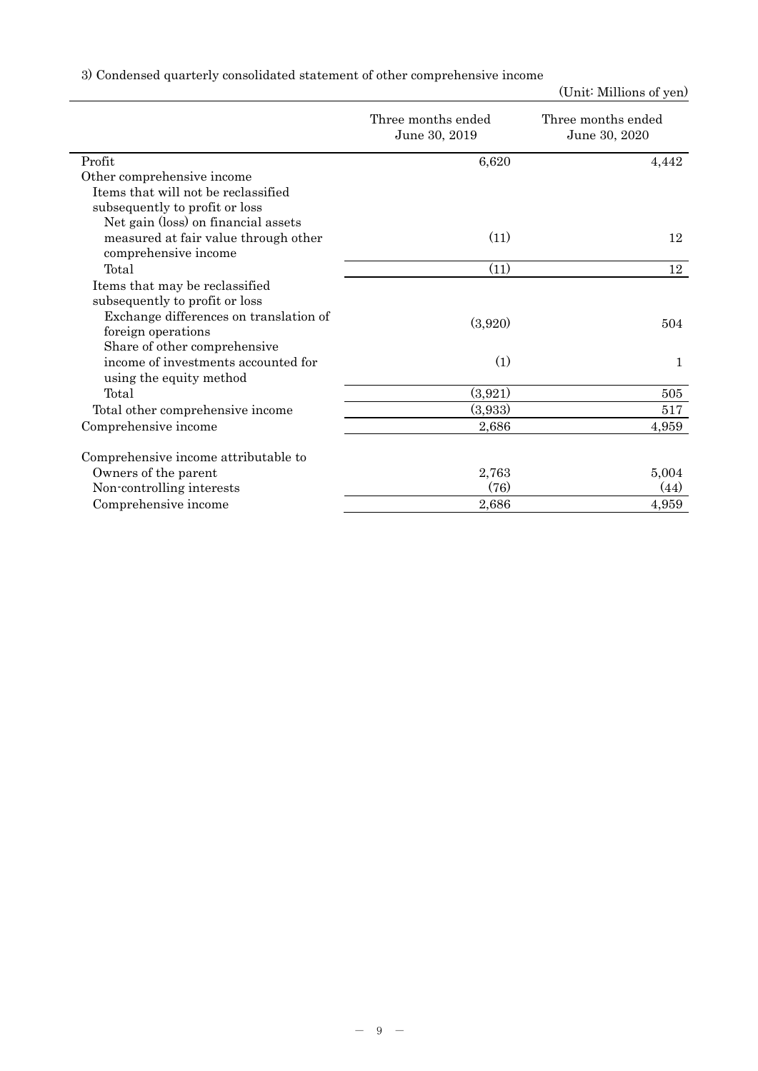3) Condensed quarterly consolidated statement of other comprehensive income

(Unit: Millions of yen)

| | Three months ended June 30, 2019 | Three months ended June 30, 2020 |
|---|---|---|
| Profit | 6,620 | 4,442 |
| Other comprehensive income | | |
| Items that will not be reclassified subsequently to profit or loss | | |
| Net gain (loss) on financial assets measured at fair value through other comprehensive income | (11) | 12 |
| Total | (11) | 12 |
| Items that may be reclassified subsequently to profit or loss | | |
| Exchange differences on translation of foreign operations | (3,920) | 504 |
| Share of other comprehensive income of investments accounted for using the equity method | (1) | 1 |
| Total | (3,921) | 505 |
| Total other comprehensive income | (3,933) | 517 |
| Comprehensive income | 2,686 | 4,959 |
| | | |
| Comprehensive income attributable to | | |
| Owners of the parent | 2,763 | 5,004 |
| Non-controlling interests | (76) | (44) |
| Comprehensive income | 2,686 | 4,959 |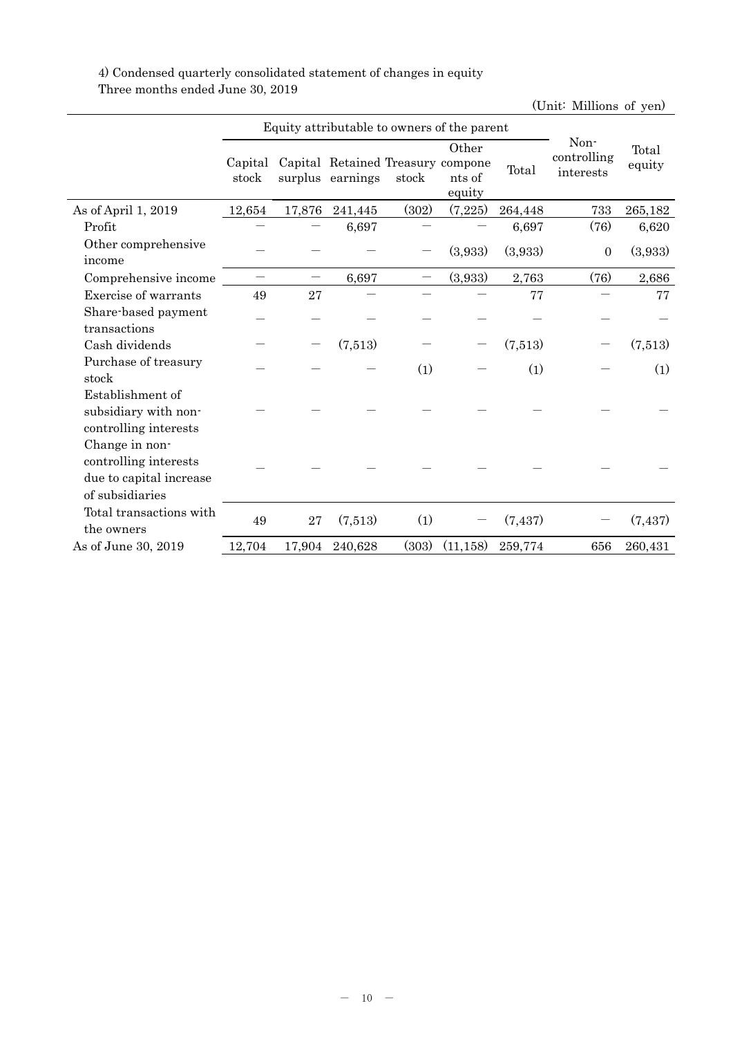4) Condensed quarterly consolidated statement of changes in equity

Three months ended June 30, 2019

(Unit: Millions of yen)

| | Equity attributable to owners of the parent | | | | | | Non-controlling interests | Total equity |
|---|---|---|---|---|---|---|---|---|
| | Capital stock | Capital surplus | Retained earnings | Treasury stock | Other components of equity | Total | | |
| As of April 1, 2019 | 12,654 | 17,876 | 241,445 | (302) | (7,225) | 264,448 | 733 | 265,182 |
| Profit | ― | ― | 6,697 | ― | ― | 6,697 | (76) | 6,620 |
| Other comprehensive income | ― | ― | ― | ― | (3,933) | (3,933) | 0 | (3,933) |
| Comprehensive income | ― | ― | 6,697 | ― | (3,933) | 2,763 | (76) | 2,686 |
| Exercise of warrants | 49 | 27 | ― | ― | ― | 77 | ― | 77 |
| Share-based payment transactions | ― | ― | ― | ― | ― | ― | ― | ― |
| Cash dividends | ― | ― | (7,513) | ― | ― | (7,513) | ― | (7,513) |
| Purchase of treasury stock | ― | ― | ― | (1) | ― | (1) | ― | (1) |
| Establishment of subsidiary with non-controlling interests | ― | ― | ― | ― | ― | ― | ― | ― |
| Change in non-controlling interests due to capital increase of subsidiaries | ― | ― | ― | ― | ― | ― | ― | ― |
| Total transactions with the owners | 49 | 27 | (7,513) | (1) | ― | (7,437) | ― | (7,437) |
| As of June 30, 2019 | 12,704 | 17,904 | 240,628 | (303) | (11,158) | 259,774 | 656 | 260,431 |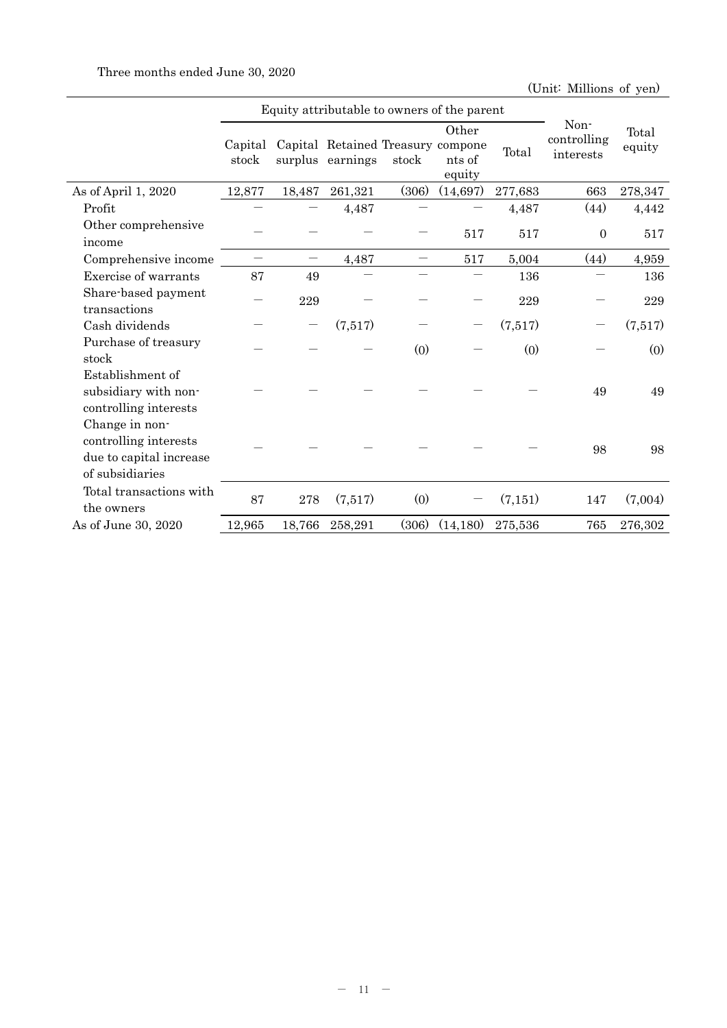Three months ended June 30, 2020

(Unit: Millions of yen)

| | Equity attributable to owners of the parent | | | | | | Non-controlling interests | Total equity |
|---|---|---|---|---|---|---|---|---|
| | Capital stock | Capital surplus | Retained earnings | Treasury stock | Other components of equity | Total | | |
| As of April 1, 2020 | 12,877 | 18,487 | 261,321 | (306) | (14,697) | 277,683 | 663 | 278,347 |
| Profit | ― | ― | 4,487 | ― | ― | 4,487 | (44) | 4,442 |
| Other comprehensive income | ― | ― | ― | ― | 517 | 517 | 0 | 517 |
| Comprehensive income | ― | ― | 4,487 | ― | 517 | 5,004 | (44) | 4,959 |
| Exercise of warrants | 87 | 49 | ― | ― | ― | 136 | ― | 136 |
| Share-based payment transactions | ― | 229 | ― | ― | ― | 229 | ― | 229 |
| Cash dividends | ― | ― | (7,517) | ― | ― | (7,517) | ― | (7,517) |
| Purchase of treasury stock | ― | ― | ― | (0) | ― | (0) | ― | (0) |
| Establishment of subsidiary with non-controlling interests | ― | ― | ― | ― | ― | ― | 49 | 49 |
| Change in non-controlling interests due to capital increase of subsidiaries | ― | ― | ― | ― | ― | ― | 98 | 98 |
| Total transactions with the owners | 87 | 278 | (7,517) | (0) | ― | (7,151) | 147 | (7,004) |
| As of June 30, 2020 | 12,965 | 18,766 | 258,291 | (306) | (14,180) | 275,536 | 765 | 276,302 |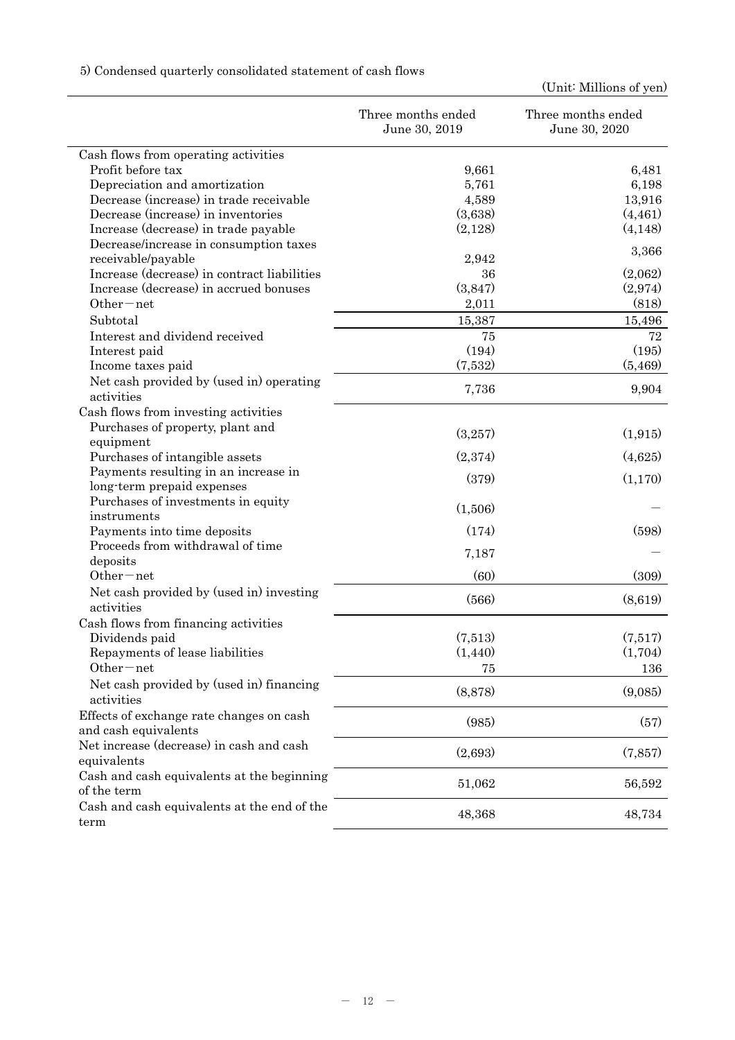5) Condensed quarterly consolidated statement of cash flows

(Unit: Millions of yen)

| | Three months ended June 30, 2019 | Three months ended June 30, 2020 |
|---|---|---|
| Cash flows from operating activities | | |
| Profit before tax | 9,661 | 6,481 |
| Depreciation and amortization | 5,761 | 6,198 |
| Decrease (increase) in trade receivable | 4,589 | 13,916 |
| Decrease (increase) in inventories | (3,638) | (4,461) |
| Increase (decrease) in trade payable | (2,128) | (4,148) |
| Decrease/increase in consumption taxes receivable/payable | 2,942 | 3,366 |
| Increase (decrease) in contract liabilities | 36 | (2,062) |
| Increase (decrease) in accrued bonuses | (3,847) | (2,974) |
| Other－net | 2,011 | (818) |
| Subtotal | 15,387 | 15,496 |
| Interest and dividend received | 75 | 72 |
| Interest paid | (194) | (195) |
| Income taxes paid | (7,532) | (5,469) |
| Net cash provided by (used in) operating activities | 7,736 | 9,904 |
| Cash flows from investing activities | | |
| Purchases of property, plant and equipment | (3,257) | (1,915) |
| Purchases of intangible assets | (2,374) | (4,625) |
| Payments resulting in an increase in long-term prepaid expenses | (379) | (1,170) |
| Purchases of investments in equity instruments | (1,506) | － |
| Payments into time deposits | (174) | (598) |
| Proceeds from withdrawal of time deposits | 7,187 | － |
| Other－net | (60) | (309) |
| Net cash provided by (used in) investing activities | (566) | (8,619) |
| Cash flows from financing activities | | |
| Dividends paid | (7,513) | (7,517) |
| Repayments of lease liabilities | (1,440) | (1,704) |
| Other－net | 75 | 136 |
| Net cash provided by (used in) financing activities | (8,878) | (9,085) |
| Effects of exchange rate changes on cash and cash equivalents | (985) | (57) |
| Net increase (decrease) in cash and cash equivalents | (2,693) | (7,857) |
| Cash and cash equivalents at the beginning of the term | 51,062 | 56,592 |
| Cash and cash equivalents at the end of the term | 48,368 | 48,734 |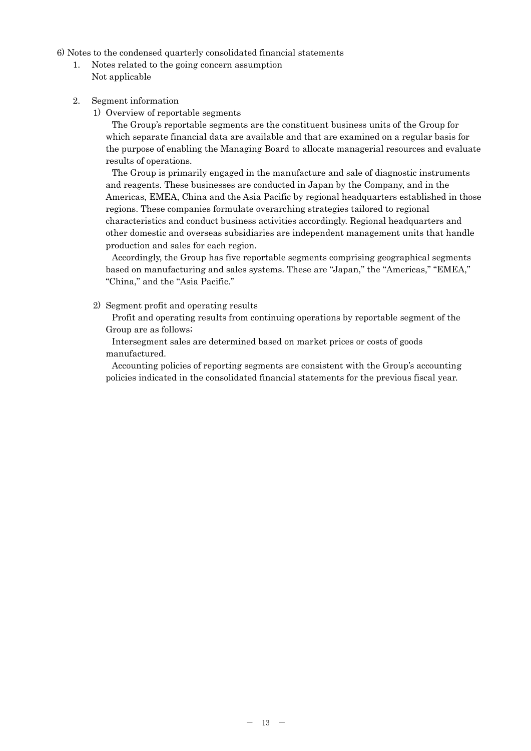6) Notes to the condensed quarterly consolidated financial statements

1. Notes related to the going concern assumption
   Not applicable

2. Segment information

   1) Overview of reportable segments

   The Group's reportable segments are the constituent business units of the Group for which separate financial data are available and that are examined on a regular basis for the purpose of enabling the Managing Board to allocate managerial resources and evaluate results of operations.

   The Group is primarily engaged in the manufacture and sale of diagnostic instruments and reagents. These businesses are conducted in Japan by the Company, and in the Americas, EMEA, China and the Asia Pacific by regional headquarters established in those regions. These companies formulate overarching strategies tailored to regional characteristics and conduct business activities accordingly. Regional headquarters and other domestic and overseas subsidiaries are independent management units that handle production and sales for each region.

   Accordingly, the Group has five reportable segments comprising geographical segments based on manufacturing and sales systems. These are "Japan," the "Americas," "EMEA," "China," and the "Asia Pacific."

   2) Segment profit and operating results

   Profit and operating results from continuing operations by reportable segment of the Group are as follows;

   Intersegment sales are determined based on market prices or costs of goods manufactured.

   Accounting policies of reporting segments are consistent with the Group's accounting policies indicated in the consolidated financial statements for the previous fiscal year.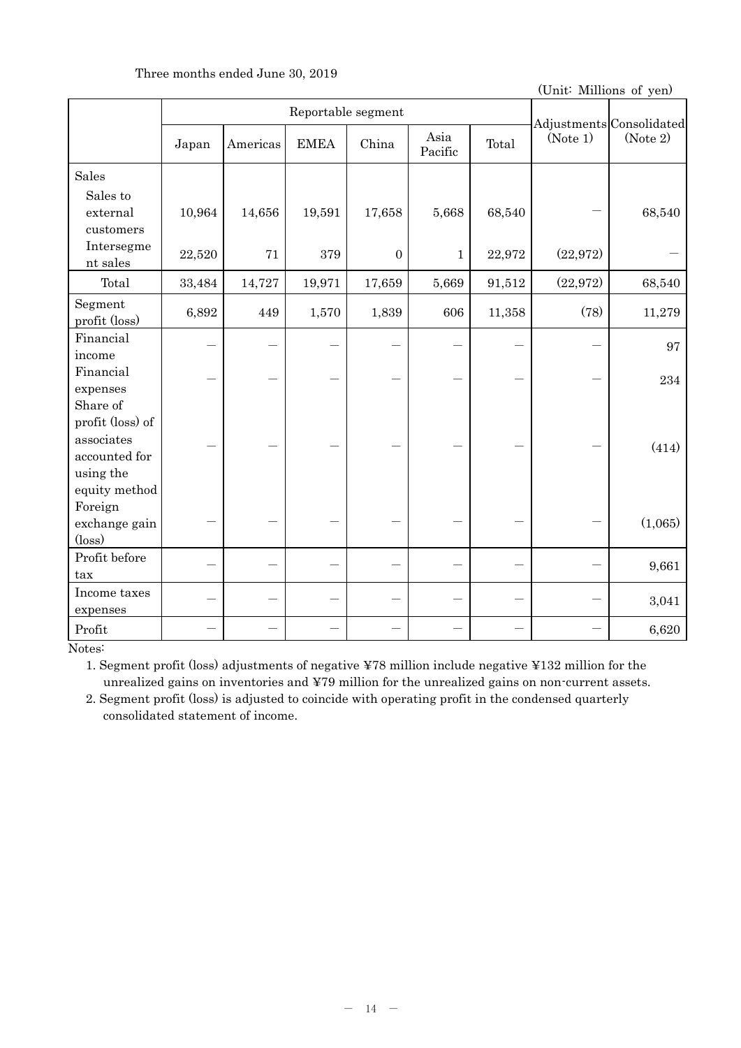Three months ended June 30, 2019

(Unit: Millions of yen)

| | Reportable segment | | | | | | Adjustments (Note 1) | Consolidated (Note 2) |
|---|---|---|---|---|---|---|---|---|
| | Japan | Americas | EMEA | China | Asia Pacific | Total | | |
| Sales | | | | | | | | |
| Sales to external customers | 10,964 | 14,656 | 19,591 | 17,658 | 5,668 | 68,540 | — | 68,540 |
| Intersegment sales | 22,520 | 71 | 379 | 0 | 1 | 22,972 | (22,972) | — |
| Total | 33,484 | 14,727 | 19,971 | 17,659 | 5,669 | 91,512 | (22,972) | 68,540 |
| Segment profit (loss) | 6,892 | 449 | 1,570 | 1,839 | 606 | 11,358 | (78) | 11,279 |
| Financial income | — | — | — | — | — | — | — | 97 |
| Financial expenses | — | — | — | — | — | — | — | 234 |
| Share of profit (loss) of associates accounted for using the equity method | — | — | — | — | — | — | — | (414) |
| Foreign exchange gain (loss) | — | — | — | — | — | — | — | (1,065) |
| Profit before tax | — | — | — | — | — | — | — | 9,661 |
| Income taxes expenses | — | — | — | — | — | — | — | 3,041 |
| Profit | — | — | — | — | — | — | — | 6,620 |

Notes:

1. Segment profit (loss) adjustments of negative ¥78 million include negative ¥132 million for the unrealized gains on inventories and ¥79 million for the unrealized gains on non-current assets.
2. Segment profit (loss) is adjusted to coincide with operating profit in the condensed quarterly consolidated statement of income.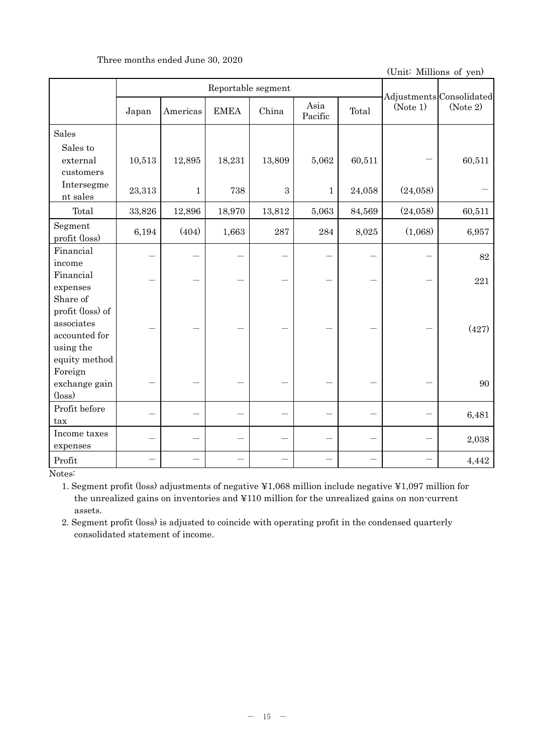Three months ended June 30, 2020

(Unit: Millions of yen)

| | Reportable segment | | | | | | Adjustments (Note 1) | Consolidated (Note 2) |
|---|---|---|---|---|---|---|---|---|
| | Japan | Americas | EMEA | China | Asia Pacific | Total | | |
| Sales | | | | | | | | |
| Sales to external customers | 10,513 | 12,895 | 18,231 | 13,809 | 5,062 | 60,511 | — | 60,511 |
| Intersegment sales | 23,313 | 1 | 738 | 3 | 1 | 24,058 | (24,058) | — |
| Total | 33,826 | 12,896 | 18,970 | 13,812 | 5,063 | 84,569 | (24,058) | 60,511 |
| Segment profit (loss) | 6,194 | (404) | 1,663 | 287 | 284 | 8,025 | (1,068) | 6,957 |
| Financial income | — | — | — | — | — | — | — | 82 |
| Financial expenses | — | — | — | — | — | — | — | 221 |
| Share of profit (loss) of associates accounted for using the equity method | — | — | — | — | — | — | — | (427) |
| Foreign exchange gain (loss) | — | — | — | — | — | — | — | 90 |
| Profit before tax | — | — | — | — | — | — | — | 6,481 |
| Income taxes expenses | — | — | — | — | — | — | — | 2,038 |
| Profit | — | — | — | — | — | — | — | 4,442 |

Notes:

1. Segment profit (loss) adjustments of negative ¥1,068 million include negative ¥1,097 million for the unrealized gains on inventories and ¥110 million for the unrealized gains on non-current assets.
2. Segment profit (loss) is adjusted to coincide with operating profit in the condensed quarterly consolidated statement of income.